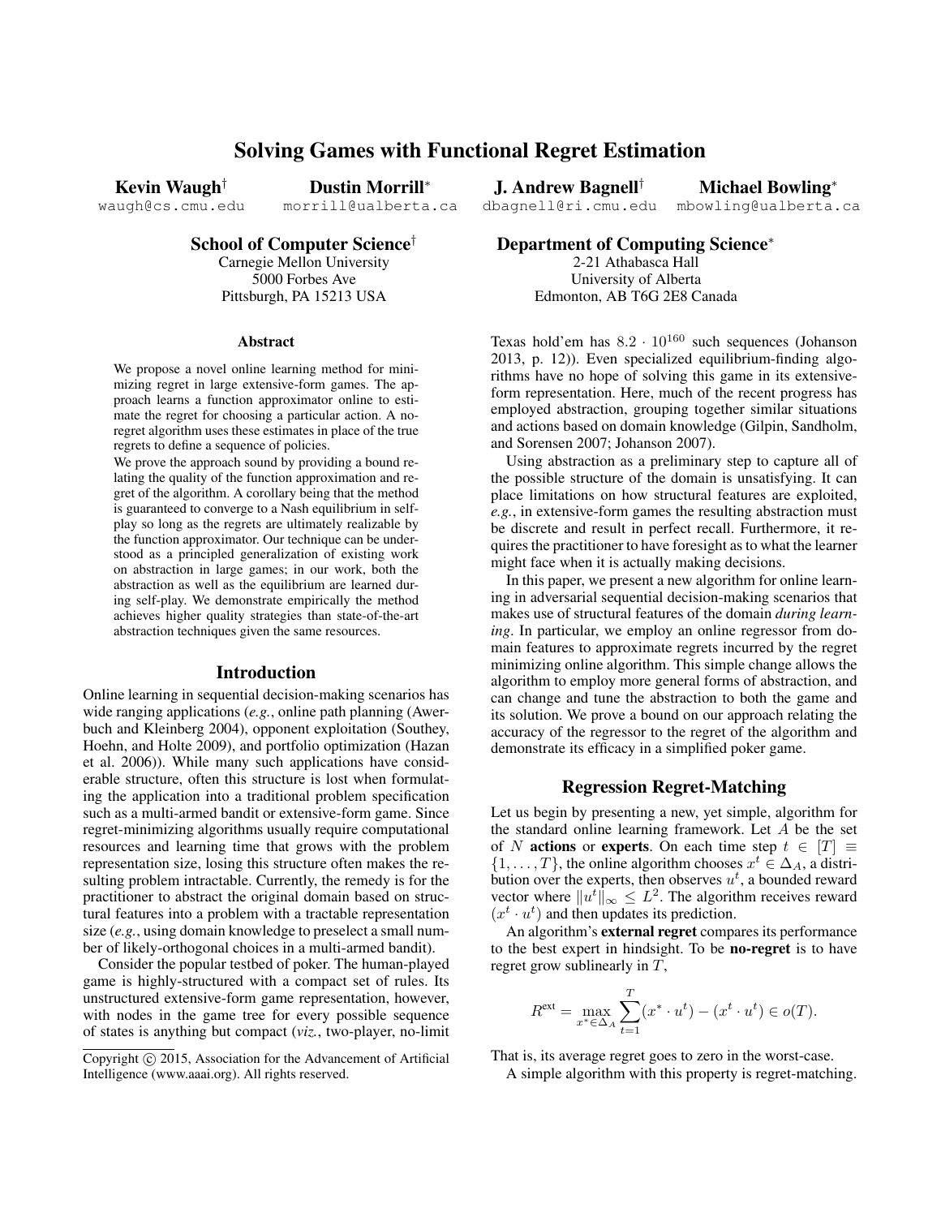# Solving Games with Functional Regret Estimation

**Kevin Waugh**[†] waugh@cs.cmu.edu

**Dustin Morrill**[*] morrill@ualberta.ca

**J. Andrew Bagnell**[†] dbagnell@ri.cmu.edu

**Michael Bowling**[*] mbowling@ualberta.ca

**School of Computer Science**[†]
Carnegie Mellon University
5000 Forbes Ave
Pittsburgh, PA 15213 USA

**Department of Computing Science**[*]
2-21 Athabasca Hall
University of Alberta
Edmonton, AB T6G 2E8 Canada

## Abstract

We propose a novel online learning method for minimizing regret in large extensive-form games. The approach learns a function approximator online to estimate the regret for choosing a particular action. A no-regret algorithm uses these estimates in place of the true regrets to define a sequence of policies.

We prove the approach sound by providing a bound relating the quality of the function approximation and regret of the algorithm. A corollary being that the method is guaranteed to converge to a Nash equilibrium in self-play so long as the regrets are ultimately realizable by the function approximator. Our technique can be understood as a principled generalization of existing work on abstraction in large games; in our work, both the abstraction as well as the equilibrium are learned during self-play. We demonstrate empirically the method achieves higher quality strategies than state-of-the-art abstraction techniques given the same resources.

## Introduction

Online learning in sequential decision-making scenarios has wide ranging applications (*e.g.*, online path planning (Awerbuch and Kleinberg 2004), opponent exploitation (Southey, Hoehn, and Holte 2009), and portfolio optimization (Hazan et al. 2006)). While many such applications have considerable structure, often this structure is lost when formulating the application into a traditional problem specification such as a multi-armed bandit or extensive-form game. Since regret-minimizing algorithms usually require computational resources and learning time that grows with the problem representation size, losing this structure often makes the resulting problem intractable. Currently, the remedy is for the practitioner to abstract the original domain based on structural features into a problem with a tractable representation size (*e.g.*, using domain knowledge to preselect a small number of likely-orthogonal choices in a multi-armed bandit).

Consider the popular testbed of poker. The human-played game is highly-structured with a compact set of rules. Its unstructured extensive-form game representation, however, with nodes in the game tree for every possible sequence of states is anything but compact (*viz.*, two-player, no-limit Texas hold'em has $8.2 \cdot 10^{160}$ such sequences (Johanson 2013, p. 12)). Even specialized equilibrium-finding algorithms have no hope of solving this game in its extensive-form representation. Here, much of the recent progress has employed abstraction, grouping together similar situations and actions based on domain knowledge (Gilpin, Sandholm, and Sorensen 2007; Johanson 2007).

Using abstraction as a preliminary step to capture all of the possible structure of the domain is unsatisfying. It can place limitations on how structural features are exploited, *e.g.*, in extensive-form games the resulting abstraction must be discrete and result in perfect recall. Furthermore, it requires the practitioner to have foresight as to what the learner might face when it is actually making decisions.

In this paper, we present a new algorithm for online learning in adversarial sequential decision-making scenarios that makes use of structural features of the domain *during learning*. In particular, we employ an online regressor from domain features to approximate regrets incurred by the regret minimizing online algorithm. This simple change allows the algorithm to employ more general forms of abstraction, and can change and tune the abstraction to both the game and its solution. We prove a bound on our approach relating the accuracy of the regressor to the regret of the algorithm and demonstrate its efficacy in a simplified poker game.

## Regression Regret-Matching

Let us begin by presenting a new, yet simple, algorithm for the standard online learning framework. Let $A$ be the set of $N$ **actions** or **experts**. On each time step $t \in [T] \equiv \{1, \ldots, T\}$, the online algorithm chooses $x^t \in \Delta_A$, a distribution over the experts, then observes $u^t$, a bounded reward vector where $\|u^t\|_\infty \le L^2$. The algorithm receives reward $(x^t \cdot u^t)$ and then updates its prediction.

An algorithm's **external regret** compares its performance to the best expert in hindsight. To be **no-regret** is to have regret grow sublinearly in $T$,

$$R^{\text{ext}} = \max_{x^* \in \Delta_A} \sum_{t=1}^{T} (x^* \cdot u^t) - (x^t \cdot u^t) \in o(T).$$

That is, its average regret goes to zero in the worst-case.

A simple algorithm with this property is regret-matching.

Copyright © 2015, Association for the Advancement of Artificial Intelligence (www.aaai.org). All rights reserved.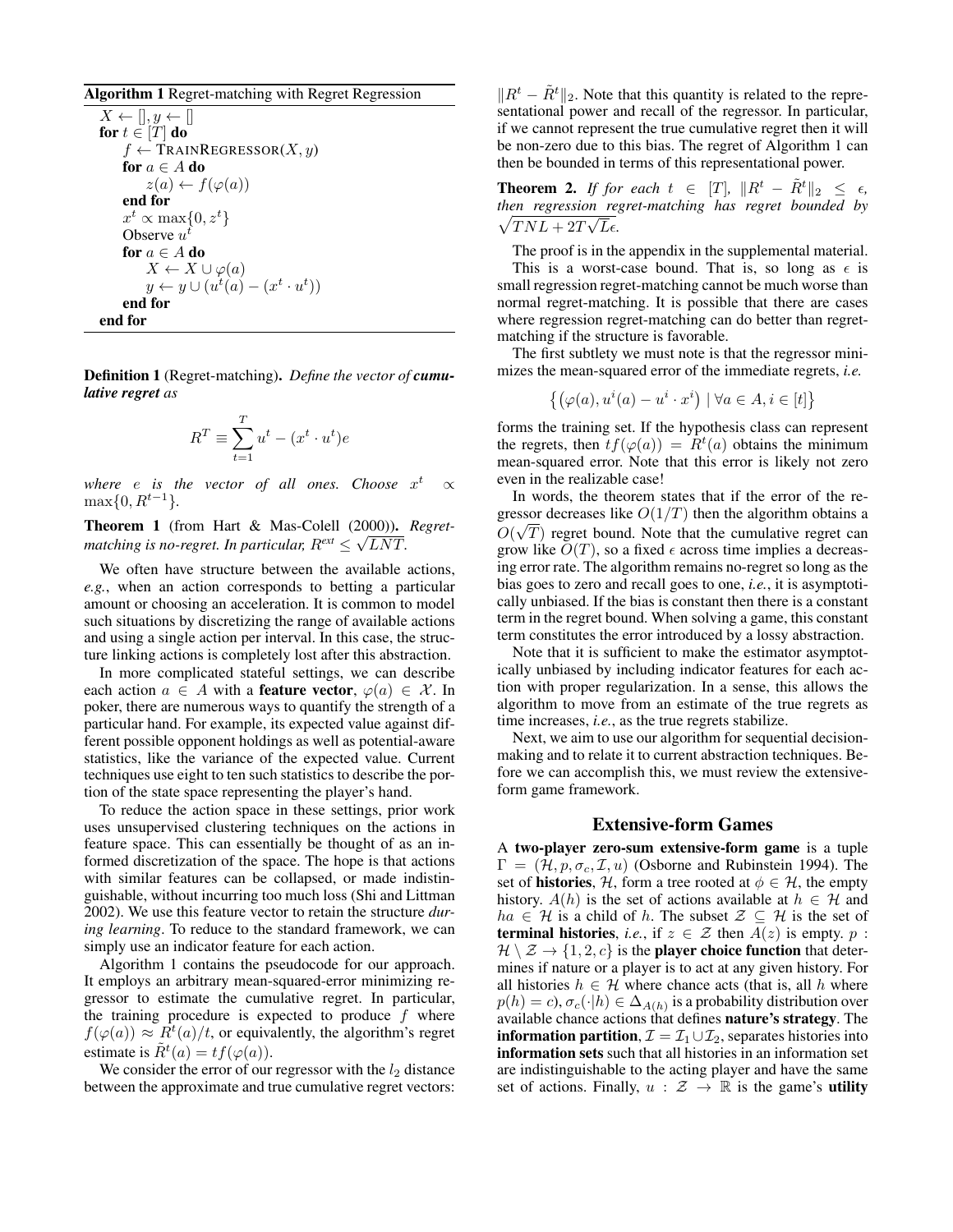**Algorithm 1** Regret-matching with Regret Regression

```
X ← [], y ← []
for t ∈ [T] do
    f ← TRAINREGRESSOR(X, y)
    for a ∈ A do
        z(a) ← f(φ(a))
    end for
    x^t ∝ max{0, z^t}
    Observe u^t
    for a ∈ A do
        X ← X ∪ φ(a)
        y ← y ∪ (u^t(a) − (x^t · u^t))
    end for
end for
```

**Definition 1** (Regret-matching)**.** *Define the vector of **cumulative regret** as*

$$R^T \equiv \sum_{t=1}^{T} u^t - (x^t \cdot u^t)e$$

*where $e$ is the vector of all ones. Choose $x^t \propto \max\{0, R^{t-1}\}$.*

**Theorem 1** (from Hart & Mas-Colell (2000))**.** *Regret-matching is no-regret. In particular, $R^{ext} \leq \sqrt{LNT}$.*

We often have structure between the available actions, *e.g.*, when an action corresponds to betting a particular amount or choosing an acceleration. It is common to model such situations by discretizing the range of available actions and using a single action per interval. In this case, the structure linking actions is completely lost after this abstraction.

In more complicated stateful settings, we can describe each action $a \in A$ with a **feature vector**, $\varphi(a) \in \mathcal{X}$. In poker, there are numerous ways to quantify the strength of a particular hand. For example, its expected value against different possible opponent holdings as well as potential-aware statistics, like the variance of the expected value. Current techniques use eight to ten such statistics to describe the portion of the state space representing the player's hand.

To reduce the action space in these settings, prior work uses unsupervised clustering techniques on the actions in feature space. This can essentially be thought of as an informed discretization of the space. The hope is that actions with similar features can be collapsed, or made indistinguishable, without incurring too much loss (Shi and Littman 2002). We use this feature vector to retain the structure *during learning*. To reduce to the standard framework, we can simply use an indicator feature for each action.

Algorithm 1 contains the pseudocode for our approach. It employs an arbitrary mean-squared-error minimizing regressor to estimate the cumulative regret. In particular, the training procedure is expected to produce $f$ where $f(\varphi(a)) \approx R^t(a)/t$, or equivalently, the algorithm's regret estimate is $\tilde{R}^t(a) = tf(\varphi(a))$.

We consider the error of our regressor with the $l_2$ distance between the approximate and true cumulative regret vectors: $\|R^t - \tilde{R}^t\|_2$. Note that this quantity is related to the representational power and recall of the regressor. In particular, if we cannot represent the true cumulative regret then it will be non-zero due to this bias. The regret of Algorithm 1 can then be bounded in terms of this representational power.

**Theorem 2.** *If for each $t \in [T]$, $\|R^t - \tilde{R}^t\|_2 \leq \epsilon$, then regression regret-matching has regret bounded by $\sqrt{TNL} + 2T\sqrt{L}\epsilon$.*

The proof is in the appendix in the supplemental material.

This is a worst-case bound. That is, so long as $\epsilon$ is small regression regret-matching cannot be much worse than normal regret-matching. It is possible that there are cases where regression regret-matching can do better than regret-matching if the structure is favorable.

The first subtlety we must note is that the regressor minimizes the mean-squared error of the immediate regrets, *i.e.*

$$\left\{ \left(\varphi(a), u^i(a) - u^i \cdot x^i\right) \mid \forall a \in A, i \in [t] \right\}$$

forms the training set. If the hypothesis class can represent the regrets, then $tf(\varphi(a)) = R^t(a)$ obtains the minimum mean-squared error. Note that this error is likely not zero even in the realizable case!

In words, the theorem states that if the error of the regressor decreases like $O(1/T)$ then the algorithm obtains a $O(\sqrt{T})$ regret bound. Note that the cumulative regret can grow like $O(T)$, so a fixed $\epsilon$ across time implies a decreasing error rate. The algorithm remains no-regret so long as the bias goes to zero and recall goes to one, *i.e.*, it is asymptotically unbiased. If the bias is constant then there is a constant term in the regret bound. When solving a game, this constant term constitutes the error introduced by a lossy abstraction.

Note that it is sufficient to make the estimator asymptotically unbiased by including indicator features for each action with proper regularization. In a sense, this allows the algorithm to move from an estimate of the true regrets as time increases, *i.e.*, as the true regrets stabilize.

Next, we aim to use our algorithm for sequential decision-making and to relate it to current abstraction techniques. Before we can accomplish this, we must review the extensive-form game framework.

## Extensive-form Games

A **two-player zero-sum extensive-form game** is a tuple $\Gamma = (\mathcal{H}, p, \sigma_c, \mathcal{I}, u)$ (Osborne and Rubinstein 1994). The set of **histories**, $\mathcal{H}$, form a tree rooted at $\phi \in \mathcal{H}$, the empty history. $A(h)$ is the set of actions available at $h \in \mathcal{H}$ and $ha \in \mathcal{H}$ is a child of $h$. The subset $\mathcal{Z} \subseteq \mathcal{H}$ is the set of **terminal histories**, *i.e.*, if $z \in \mathcal{Z}$ then $A(z)$ is empty. $p : \mathcal{H} \setminus \mathcal{Z} \to \{1, 2, c\}$ is the **player choice function** that determines if nature or a player is to act at any given history. For all histories $h \in \mathcal{H}$ where chance acts (that is, all $h$ where $p(h) = c$), $\sigma_c(\cdot|h) \in \Delta_{A(h)}$ is a probability distribution over available chance actions that defines **nature's strategy**. The **information partition**, $\mathcal{I} = \mathcal{I}_1 \cup \mathcal{I}_2$, separates histories into **information sets** such that all histories in an information set are indistinguishable to the acting player and have the same set of actions. Finally, $u : \mathcal{Z} \to \mathbb{R}$ is the game's **utility**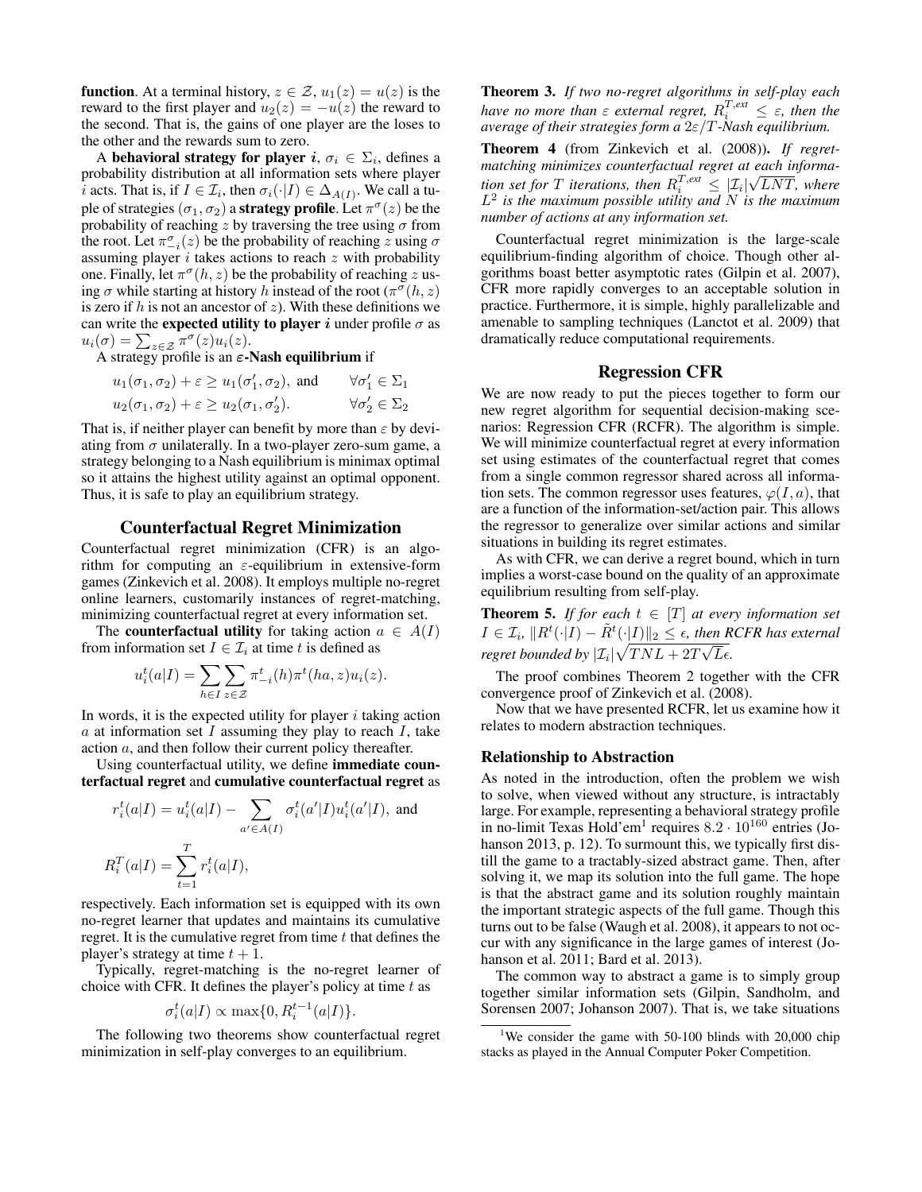**function**. At a terminal history, $z \in \mathcal{Z}$, $u_1(z) = u(z)$ is the reward to the first player and $u_2(z) = -u(z)$ the reward to the second. That is, the gains of one player are the loses to the other and the rewards sum to zero.

A **behavioral strategy for player $i$**, $\sigma_i \in \Sigma_i$, defines a probability distribution at all information sets where player $i$ acts. That is, if $I \in \mathcal{I}_i$, then $\sigma_i(\cdot|I) \in \Delta_{A(I)}$. We call a tuple of strategies $(\sigma_1, \sigma_2)$ a **strategy profile**. Let $\pi^\sigma(z)$ be the probability of reaching $z$ by traversing the tree using $\sigma$ from the root. Let $\pi^\sigma_{-i}(z)$ be the probability of reaching $z$ using $\sigma$ assuming player $i$ takes actions to reach $z$ with probability one. Finally, let $\pi^\sigma(h, z)$ be the probability of reaching $z$ using $\sigma$ while starting at history $h$ instead of the root ($\pi^\sigma(h, z)$ is zero if $h$ is not an ancestor of $z$). With these definitions we can write the **expected utility to player $i$** under profile $\sigma$ as $u_i(\sigma) = \sum_{z \in \mathcal{Z}} \pi^\sigma(z) u_i(z)$.

A strategy profile is an **$\varepsilon$-Nash equilibrium** if

$$u_1(\sigma_1, \sigma_2) + \varepsilon \geq u_1(\sigma_1', \sigma_2), \text{ and} \qquad \forall \sigma_1' \in \Sigma_1$$
$$u_2(\sigma_1, \sigma_2) + \varepsilon \geq u_2(\sigma_1, \sigma_2'). \qquad \forall \sigma_2' \in \Sigma_2$$

That is, if neither player can benefit by more than $\varepsilon$ by deviating from $\sigma$ unilaterally. In a two-player zero-sum game, a strategy belonging to a Nash equilibrium is minimax optimal so it attains the highest utility against an optimal opponent. Thus, it is safe to play an equilibrium strategy.

## Counterfactual Regret Minimization

Counterfactual regret minimization (CFR) is an algorithm for computing an $\varepsilon$-equilibrium in extensive-form games (Zinkevich et al. 2008). It employs multiple no-regret online learners, customarily instances of regret-matching, minimizing counterfactual regret at every information set.

The **counterfactual utility** for taking action $a \in A(I)$ from information set $I \in \mathcal{I}_i$ at time $t$ is defined as

$$u_i^t(a|I) = \sum_{h \in I} \sum_{z \in \mathcal{Z}} \pi_{-i}^t(h) \pi^t(ha, z) u_i(z).$$

In words, it is the expected utility for player $i$ taking action $a$ at information set $I$ assuming they play to reach $I$, take action $a$, and then follow their current policy thereafter.

Using counterfactual utility, we define **immediate counterfactual regret** and **cumulative counterfactual regret** as

$$r_i^t(a|I) = u_i^t(a|I) - \sum_{a' \in A(I)} \sigma_i^t(a'|I) u_i^t(a'|I), \text{ and}$$
$$R_i^T(a|I) = \sum_{t=1}^{T} r_i^t(a|I),$$

respectively. Each information set is equipped with its own no-regret learner that updates and maintains its cumulative regret. It is the cumulative regret from time $t$ that defines the player's strategy at time $t+1$.

Typically, regret-matching is the no-regret learner of choice with CFR. It defines the player's policy at time $t$ as

$$\sigma_i^t(a|I) \propto \max\{0, R_i^{t-1}(a|I)\}.$$

The following two theorems show counterfactual regret minimization in self-play converges to an equilibrium.

**Theorem 3.** *If two no-regret algorithms in self-play each have no more than $\varepsilon$ external regret, $R_i^{T,ext} \leq \varepsilon$, then the average of their strategies form a $2\varepsilon/T$-Nash equilibrium.*

**Theorem 4** (from Zinkevich et al. (2008))**.** *If regret-matching minimizes counterfactual regret at each information set for $T$ iterations, then $R_i^{T,ext} \leq |\mathcal{I}_i|\sqrt{LNT}$, where $L^2$ is the maximum possible utility and $N$ is the maximum number of actions at any information set.*

Counterfactual regret minimization is the large-scale equilibrium-finding algorithm of choice. Though other algorithms boast better asymptotic rates (Gilpin et al. 2007), CFR more rapidly converges to an acceptable solution in practice. Furthermore, it is simple, highly parallelizable and amenable to sampling techniques (Lanctot et al. 2009) that dramatically reduce computational requirements.

## Regression CFR

We are now ready to put the pieces together to form our new regret algorithm for sequential decision-making scenarios: Regression CFR (RCFR). The algorithm is simple. We will minimize counterfactual regret at every information set using estimates of the counterfactual regret that comes from a single common regressor shared across all information sets. The common regressor uses features, $\varphi(I, a)$, that are a function of the information-set/action pair. This allows the regressor to generalize over similar actions and similar situations in building its regret estimates.

As with CFR, we can derive a regret bound, which in turn implies a worst-case bound on the quality of an approximate equilibrium resulting from self-play.

**Theorem 5.** *If for each $t \in [T]$ at every information set $I \in \mathcal{I}_i$, $\|R^t(\cdot|I) - \tilde{R}^t(\cdot|I)\|_2 \leq \epsilon$, then RCFR has external regret bounded by $|\mathcal{I}_i|\sqrt{TNL + 2T\sqrt{L}\epsilon}$.*

The proof combines Theorem 2 together with the CFR convergence proof of Zinkevich et al. (2008).

Now that we have presented RCFR, let us examine how it relates to modern abstraction techniques.

### Relationship to Abstraction

As noted in the introduction, often the problem we wish to solve, when viewed without any structure, is intractably large. For example, representing a behavioral strategy profile in no-limit Texas Hold'em[1] requires $8.2 \cdot 10^{160}$ entries (Johanson 2013, p. 12). To surmount this, we typically first distill the game to a tractably-sized abstract game. Then, after solving it, we map its solution into the full game. The hope is that the abstract game and its solution roughly maintain the important strategic aspects of the full game. Though this turns out to be false (Waugh et al. 2008), it appears to not occur with any significance in the large games of interest (Johanson et al. 2011; Bard et al. 2013).

The common way to abstract a game is to simply group together similar information sets (Gilpin, Sandholm, and Sorensen 2007; Johanson 2007). That is, we take situations

[1] We consider the game with 50-100 blinds with 20,000 chip stacks as played in the Annual Computer Poker Competition.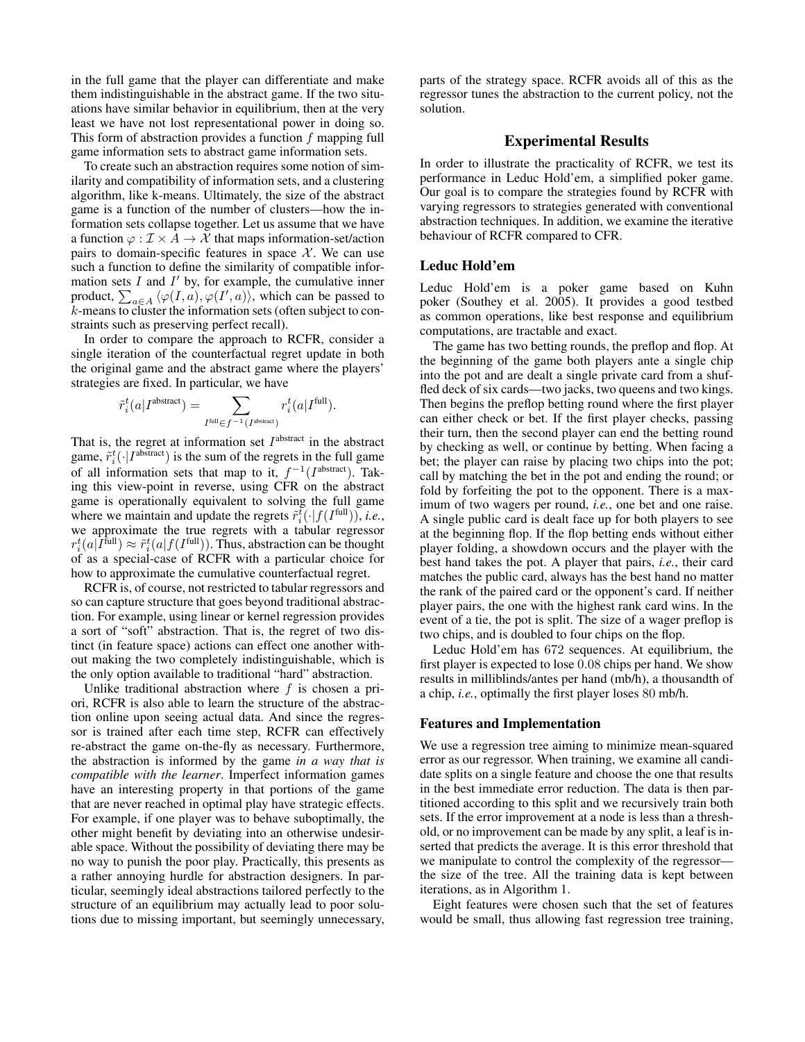in the full game that the player can differentiate and make them indistinguishable in the abstract game. If the two situations have similar behavior in equilibrium, then at the very least we have not lost representational power in doing so. This form of abstraction provides a function $f$ mapping full game information sets to abstract game information sets.

To create such an abstraction requires some notion of similarity and compatibility of information sets, and a clustering algorithm, like k-means. Ultimately, the size of the abstract game is a function of the number of clusters—how the information sets collapse together. Let us assume that we have a function $\varphi : \mathcal{I} \times A \to \mathcal{X}$ that maps information-set/action pairs to domain-specific features in space $\mathcal{X}$. We can use such a function to define the similarity of compatible information sets $I$ and $I'$ by, for example, the cumulative inner product, $\sum_{a \in A} \langle \varphi(I, a), \varphi(I', a) \rangle$, which can be passed to $k$-means to cluster the information sets (often subject to constraints such as preserving perfect recall).

In order to compare the approach to RCFR, consider a single iteration of the counterfactual regret update in both the original game and the abstract game where the players' strategies are fixed. In particular, we have

$$\tilde{r}_i^t(a|I^{\text{abstract}}) = \sum_{I^{\text{full}} \in f^{-1}(I^{\text{abstract}})} r_i^t(a|I^{\text{full}}).$$

That is, the regret at information set $I^{\text{abstract}}$ in the abstract game, $\tilde{r}_i^t(\cdot|I^{\text{abstract}})$ is the sum of the regrets in the full game of all information sets that map to it, $f^{-1}(I^{\text{abstract}})$. Taking this view-point in reverse, using CFR on the abstract game is operationally equivalent to solving the full game where we maintain and update the regrets $\tilde{r}_i^t(\cdot|f(I^{\text{full}}))$, *i.e.*, we approximate the true regrets with a tabular regressor $r_i^t(a|I^{\text{full}}) \approx \tilde{r}_i^t(a|f(I^{\text{full}}))$. Thus, abstraction can be thought of as a special-case of RCFR with a particular choice for how to approximate the cumulative counterfactual regret.

RCFR is, of course, not restricted to tabular regressors and so can capture structure that goes beyond traditional abstraction. For example, using linear or kernel regression provides a sort of "soft" abstraction. That is, the regret of two distinct (in feature space) actions can effect one another without making the two completely indistinguishable, which is the only option available to traditional "hard" abstraction.

Unlike traditional abstraction where $f$ is chosen a priori, RCFR is also able to learn the structure of the abstraction online upon seeing actual data. And since the regressor is trained after each time step, RCFR can effectively re-abstract the game on-the-fly as necessary. Furthermore, the abstraction is informed by the game *in a way that is compatible with the learner*. Imperfect information games have an interesting property in that portions of the game that are never reached in optimal play have strategic effects. For example, if one player was to behave suboptimally, the other might benefit by deviating into an otherwise undesirable space. Without the possibility of deviating there may be no way to punish the poor play. Practically, this presents as a rather annoying hurdle for abstraction designers. In particular, seemingly ideal abstractions tailored perfectly to the structure of an equilibrium may actually lead to poor solutions due to missing important, but seemingly unnecessary, parts of the strategy space. RCFR avoids all of this as the regressor tunes the abstraction to the current policy, not the solution.

## Experimental Results

In order to illustrate the practicality of RCFR, we test its performance in Leduc Hold'em, a simplified poker game. Our goal is to compare the strategies found by RCFR with varying regressors to strategies generated with conventional abstraction techniques. In addition, we examine the iterative behaviour of RCFR compared to CFR.

### Leduc Hold'em

Leduc Hold'em is a poker game based on Kuhn poker (Southey et al. 2005). It provides a good testbed as common operations, like best response and equilibrium computations, are tractable and exact.

The game has two betting rounds, the preflop and flop. At the beginning of the game both players ante a single chip into the pot and are dealt a single private card from a shuffled deck of six cards—two jacks, two queens and two kings. Then begins the preflop betting round where the first player can either check or bet. If the first player checks, passing their turn, then the second player can end the betting round by checking as well, or continue by betting. When facing a bet; the player can raise by placing two chips into the pot; call by matching the bet in the pot and ending the round; or fold by forfeiting the pot to the opponent. There is a maximum of two wagers per round, *i.e.*, one bet and one raise. A single public card is dealt face up for both players to see at the beginning flop. If the flop betting ends without either player folding, a showdown occurs and the player with the best hand takes the pot. A player that pairs, *i.e.*, their card matches the public card, always has the best hand no matter the rank of the paired card or the opponent's card. If neither player pairs, the one with the highest rank card wins. In the event of a tie, the pot is split. The size of a wager preflop is two chips, and is doubled to four chips on the flop.

Leduc Hold'em has 672 sequences. At equilibrium, the first player is expected to lose 0.08 chips per hand. We show results in milliblinds/antes per hand (mb/h), a thousandth of a chip, *i.e.*, optimally the first player loses 80 mb/h.

### Features and Implementation

We use a regression tree aiming to minimize mean-squared error as our regressor. When training, we examine all candidate splits on a single feature and choose the one that results in the best immediate error reduction. The data is then partitioned according to this split and we recursively train both sets. If the error improvement at a node is less than a threshold, or no improvement can be made by any split, a leaf is inserted that predicts the average. It is this error threshold that we manipulate to control the complexity of the regressor—the size of the tree. All the training data is kept between iterations, as in Algorithm 1.

Eight features were chosen such that the set of features would be small, thus allowing fast regression tree training,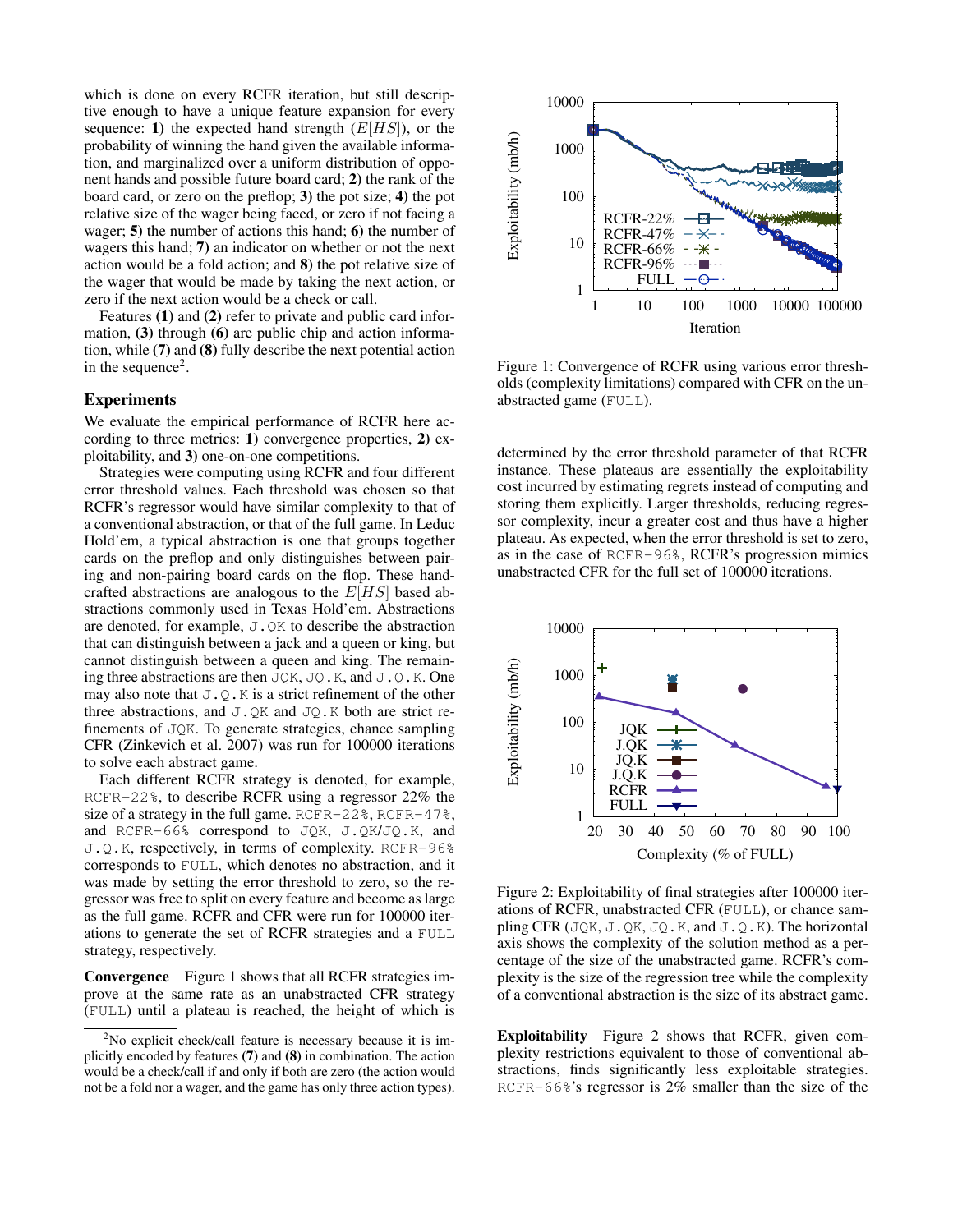which is done on every RCFR iteration, but still descriptive enough to have a unique feature expansion for every sequence: **1)** the expected hand strength ($E[HS]$), or the probability of winning the hand given the available information, and marginalized over a uniform distribution of opponent hands and possible future board card; **2)** the rank of the board card, or zero on the preflop; **3)** the pot size; **4)** the pot relative size of the wager being faced, or zero if not facing a wager; **5)** the number of actions this hand; **6)** the number of wagers this hand; **7)** an indicator on whether or not the next action would be a fold action; and **8)** the pot relative size of the wager that would be made by taking the next action, or zero if the next action would be a check or call.

Features **(1)** and **(2)** refer to private and public card information, **(3)** through **(6)** are public chip and action information, while **(7)** and **(8)** fully describe the next potential action in the sequence[2].

## Experiments

We evaluate the empirical performance of RCFR here according to three metrics: **1)** convergence properties, **2)** exploitability, and **3)** one-on-one competitions.

Strategies were computing using RCFR and four different error threshold values. Each threshold was chosen so that RCFR's regressor would have similar complexity to that of a conventional abstraction, or that of the full game. In Leduc Hold'em, a typical abstraction is one that groups together cards on the preflop and only distinguishes between pairing and non-pairing board cards on the flop. These hand-crafted abstractions are analogous to the $E[HS]$ based abstractions commonly used in Texas Hold'em. Abstractions are denoted, for example, `J.QK` to describe the abstraction that can distinguish between a jack and a queen or king, but cannot distinguish between a queen and king. The remaining three abstractions are then `JQK`, `JQ.K`, and `J.Q.K`. One may also note that `J.Q.K` is a strict refinement of the other three abstractions, and `J.QK` and `JQ.K` both are strict refinements of `JQK`. To generate strategies, chance sampling CFR (Zinkevich et al. 2007) was run for 100000 iterations to solve each abstract game.

Each different RCFR strategy is denoted, for example, `RCFR-22%`, to describe RCFR using a regressor 22% the size of a strategy in the full game. `RCFR-22%`, `RCFR-47%`, and `RCFR-66%` correspond to `JQK`, `J.QK`/`JQ.K`, and `J.Q.K`, respectively, in terms of complexity. `RCFR-96%` corresponds to `FULL`, which denotes no abstraction, and it was made by setting the error threshold to zero, so the regressor was free to split on every feature and become as large as the full game. RCFR and CFR were run for 100000 iterations to generate the set of RCFR strategies and a `FULL` strategy, respectively.

**Convergence** Figure 1 shows that all RCFR strategies improve at the same rate as an unabstracted CFR strategy (`FULL`) until a plateau is reached, the height of which is determined by the error threshold parameter of that RCFR instance. These plateaus are essentially the exploitability cost incurred by estimating regrets instead of computing and storing them explicitly. Larger thresholds, reducing regressor complexity, incur a greater cost and thus have a higher plateau. As expected, when the error threshold is set to zero, as in the case of `RCFR-96%`, RCFR's progression mimics unabstracted CFR for the full set of 100000 iterations.

Exploitability (mb/h)
10000
1000
100
10
1
1 10 100 1000 10000 100000
Iteration
RCFR-22%
RCFR-47%
RCFR-66%
RCFR-96%
FULL

Figure 1: Convergence of RCFR using various error thresholds (complexity limitations) compared with CFR on the unabstracted game (`FULL`).

Exploitability (mb/h)
10000
1000
100
10
1
20 30 40 50 60 70 80 90 100
Complexity (% of FULL)
JQK
J.QK
JQ.K
J.Q.K
RCFR
FULL

Figure 2: Exploitability of final strategies after 100000 iterations of RCFR, unabstracted CFR (`FULL`), or chance sampling CFR (`JQK`, `J.QK`, `JQ.K`, and `J.Q.K`). The horizontal axis shows the complexity of the solution method as a percentage of the size of the unabstracted game. RCFR's complexity is the size of the regression tree while the complexity of a conventional abstraction is the size of its abstract game.

**Exploitability** Figure 2 shows that RCFR, given complexity restrictions equivalent to those of conventional abstractions, finds significantly less exploitable strategies. `RCFR-66%`'s regressor is 2% smaller than the size of the

[2] No explicit check/call feature is necessary because it is implicitly encoded by features **(7)** and **(8)** in combination. The action would be a check/call if and only if both are zero (the action would not be a fold nor a wager, and the game has only three action types).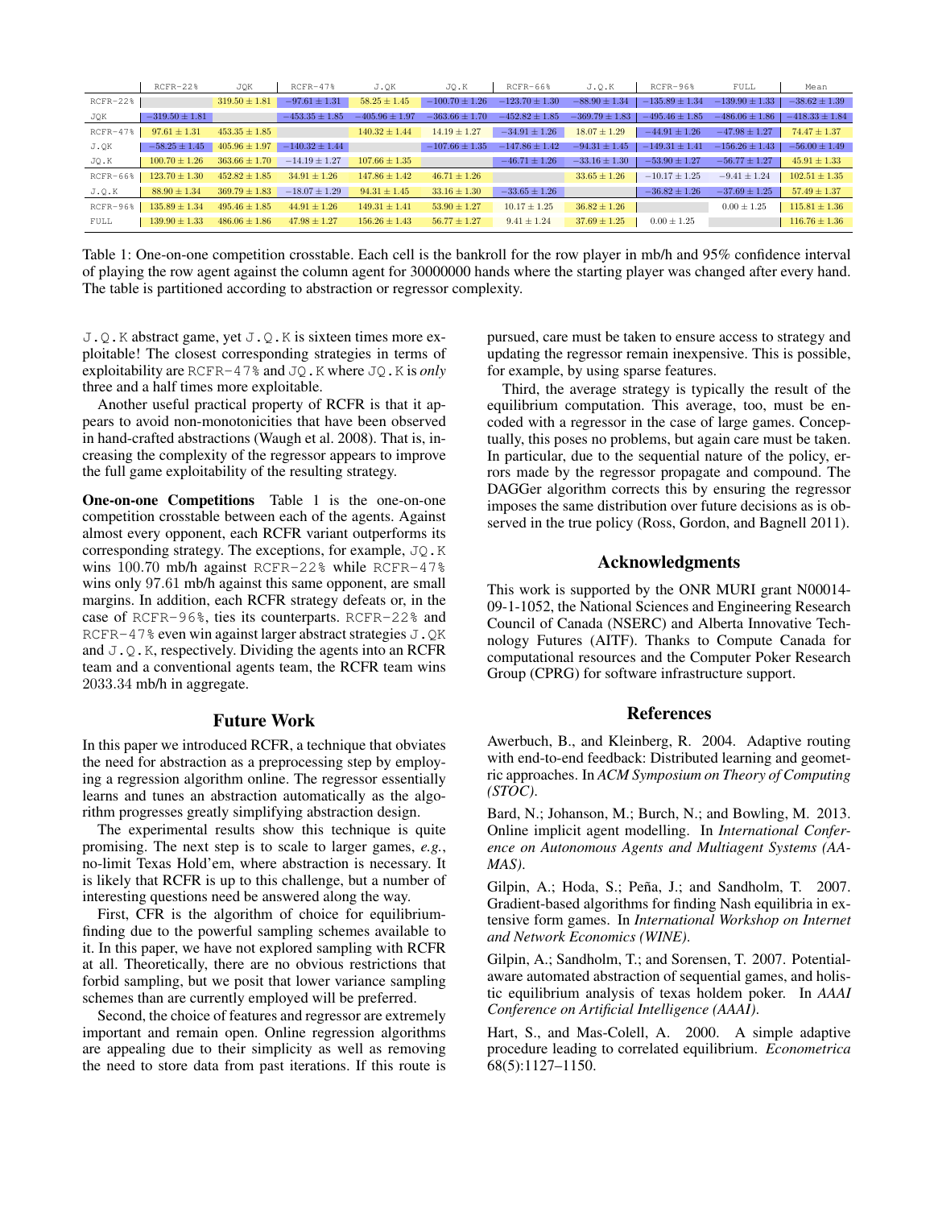| | RCFR-22% | JQK | RCFR-47% | J.QK | JQ.K | RCFR-66% | J.Q.K | RCFR-96% | FULL | Mean |
|---|---|---|---|---|---|---|---|---|---|---|
| RCFR-22% | | $319.50 \pm 1.81$ | $-97.61 \pm 1.31$ | $58.25 \pm 1.45$ | $-100.70 \pm 1.26$ | $-123.70 \pm 1.30$ | $-88.90 \pm 1.34$ | $-135.89 \pm 1.34$ | $-139.90 \pm 1.33$ | $-38.62 \pm 1.39$ |
| JQK | $-319.50 \pm 1.81$ | | $-453.35 \pm 1.85$ | $-405.96 \pm 1.97$ | $-363.66 \pm 1.70$ | $-452.82 \pm 1.85$ | $-369.79 \pm 1.83$ | $-495.46 \pm 1.85$ | $-486.06 \pm 1.86$ | $-418.33 \pm 1.84$ |
| RCFR-47% | $97.61 \pm 1.31$ | $453.35 \pm 1.85$ | | $140.32 \pm 1.44$ | $14.19 \pm 1.27$ | $-34.91 \pm 1.26$ | $18.07 \pm 1.29$ | $-44.91 \pm 1.26$ | $-47.98 \pm 1.27$ | $74.47 \pm 1.37$ |
| J.QK | $-58.25 \pm 1.45$ | $405.96 \pm 1.97$ | $-140.32 \pm 1.44$ | | $-107.66 \pm 1.35$ | $-147.86 \pm 1.42$ | $-94.31 \pm 1.45$ | $-149.31 \pm 1.41$ | $-156.26 \pm 1.43$ | $-56.00 \pm 1.49$ |
| JQ.K | $100.70 \pm 1.26$ | $363.66 \pm 1.70$ | $-14.19 \pm 1.27$ | $107.66 \pm 1.35$ | | $-46.71 \pm 1.26$ | $-33.16 \pm 1.30$ | $-53.90 \pm 1.27$ | $-56.77 \pm 1.27$ | $45.91 \pm 1.33$ |
| RCFR-66% | $123.70 \pm 1.30$ | $452.82 \pm 1.85$ | $34.91 \pm 1.26$ | $147.86 \pm 1.42$ | $46.71 \pm 1.26$ | | $33.65 \pm 1.26$ | $-10.17 \pm 1.25$ | $-9.41 \pm 1.24$ | $102.51 \pm 1.35$ |
| J.Q.K | $88.90 \pm 1.34$ | $369.79 \pm 1.83$ | $-18.07 \pm 1.29$ | $94.31 \pm 1.45$ | $33.16 \pm 1.30$ | $-33.65 \pm 1.26$ | | $-36.82 \pm 1.26$ | $-37.69 \pm 1.25$ | $57.49 \pm 1.37$ |
| RCFR-96% | $135.89 \pm 1.34$ | $495.46 \pm 1.85$ | $44.91 \pm 1.26$ | $149.31 \pm 1.41$ | $53.90 \pm 1.27$ | $10.17 \pm 1.25$ | $36.82 \pm 1.26$ | | $0.00 \pm 1.25$ | $115.81 \pm 1.36$ |
| FULL | $139.90 \pm 1.33$ | $486.06 \pm 1.86$ | $47.98 \pm 1.27$ | $156.26 \pm 1.43$ | $56.77 \pm 1.27$ | $9.41 \pm 1.24$ | $37.69 \pm 1.25$ | $0.00 \pm 1.25$ | | $116.76 \pm 1.36$ |

Table 1: One-on-one competition crosstable. Each cell is the bankroll for the row player in mb/h and 95% confidence interval of playing the row agent against the column agent for 30000000 hands where the starting player was changed after every hand. The table is partitioned according to abstraction or regressor complexity.

J.Q.K abstract game, yet J.Q.K is sixteen times more exploitable! The closest corresponding strategies in terms of exploitability are RCFR-47% and JQ.K where JQ.K is *only* three and a half times more exploitable.

Another useful practical property of RCFR is that it appears to avoid non-monotonicities that have been observed in hand-crafted abstractions (Waugh et al. 2008). That is, increasing the complexity of the regressor appears to improve the full game exploitability of the resulting strategy.

**One-on-one Competitions** Table 1 is the one-on-one competition crosstable between each of the agents. Against almost every opponent, each RCFR variant outperforms its corresponding strategy. The exceptions, for example, JQ.K wins 100.70 mb/h against RCFR-22% while RCFR-47% wins only 97.61 mb/h against this same opponent, are small margins. In addition, each RCFR strategy defeats or, in the case of RCFR-96%, ties its counterparts. RCFR-22% and RCFR-47% even win against larger abstract strategies J.QK and J.Q.K, respectively. Dividing the agents into an RCFR team and a conventional agents team, the RCFR team wins 2033.34 mb/h in aggregate.

## Future Work

In this paper we introduced RCFR, a technique that obviates the need for abstraction as a preprocessing step by employing a regression algorithm online. The regressor essentially learns and tunes an abstraction automatically as the algorithm progresses greatly simplifying abstraction design.

The experimental results show this technique is quite promising. The next step is to scale to larger games, *e.g.*, no-limit Texas Hold'em, where abstraction is necessary. It is likely that RCFR is up to this challenge, but a number of interesting questions need be answered along the way.

First, CFR is the algorithm of choice for equilibrium-finding due to the powerful sampling schemes available to it. In this paper, we have not explored sampling with RCFR at all. Theoretically, there are no obvious restrictions that forbid sampling, but we posit that lower variance sampling schemes than are currently employed will be preferred.

Second, the choice of features and regressor are extremely important and remain open. Online regression algorithms are appealing due to their simplicity as well as removing the need to store data from past iterations. If this route is pursued, care must be taken to ensure access to strategy and updating the regressor remain inexpensive. This is possible, for example, by using sparse features.

Third, the average strategy is typically the result of the equilibrium computation. This average, too, must be encoded with a regressor in the case of large games. Conceptually, this poses no problems, but again care must be taken. In particular, due to the sequential nature of the policy, errors made by the regressor propagate and compound. The DAGGer algorithm corrects this by ensuring the regressor imposes the same distribution over future decisions as is observed in the true policy (Ross, Gordon, and Bagnell 2011).

## Acknowledgments

This work is supported by the ONR MURI grant N00014-09-1-1052, the National Sciences and Engineering Research Council of Canada (NSERC) and Alberta Innovative Technology Futures (AITF). Thanks to Compute Canada for computational resources and the Computer Poker Research Group (CPRG) for software infrastructure support.

## References

Awerbuch, B., and Kleinberg, R. 2004. Adaptive routing with end-to-end feedback: Distributed learning and geometric approaches. In *ACM Symposium on Theory of Computing (STOC)*.

Bard, N.; Johanson, M.; Burch, N.; and Bowling, M. 2013. Online implicit agent modelling. In *International Conference on Autonomous Agents and Multiagent Systems (AAMAS)*.

Gilpin, A.; Hoda, S.; Peña, J.; and Sandholm, T. 2007. Gradient-based algorithms for finding Nash equilibria in extensive form games. In *International Workshop on Internet and Network Economics (WINE)*.

Gilpin, A.; Sandholm, T.; and Sorensen, T. 2007. Potential-aware automated abstraction of sequential games, and holistic equilibrium analysis of texas holdem poker. In *AAAI Conference on Artificial Intelligence (AAAI)*.

Hart, S., and Mas-Colell, A. 2000. A simple adaptive procedure leading to correlated equilibrium. *Econometrica* 68(5):1127–1150.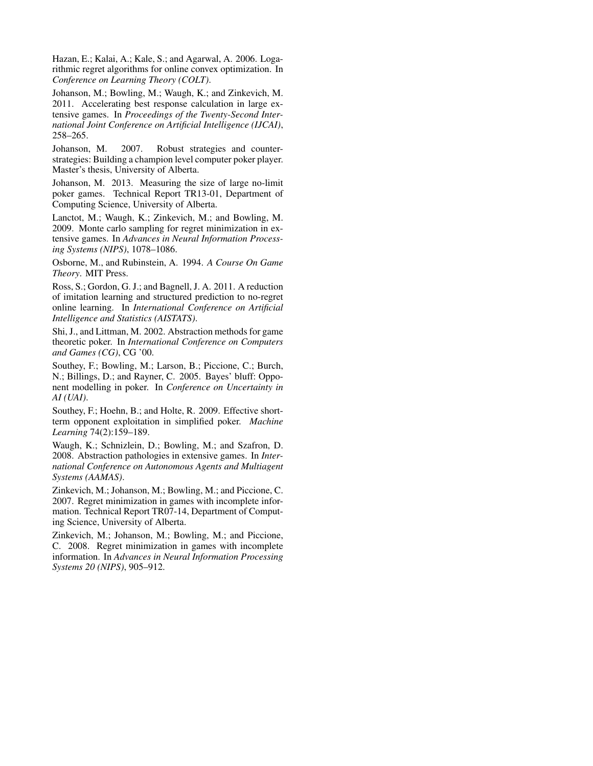Hazan, E.; Kalai, A.; Kale, S.; and Agarwal, A. 2006. Logarithmic regret algorithms for online convex optimization. In *Conference on Learning Theory (COLT)*.

Johanson, M.; Bowling, M.; Waugh, K.; and Zinkevich, M. 2011. Accelerating best response calculation in large extensive games. In *Proceedings of the Twenty-Second International Joint Conference on Artificial Intelligence (IJCAI)*, 258–265.

Johanson, M. 2007. Robust strategies and counter-strategies: Building a champion level computer poker player. Master's thesis, University of Alberta.

Johanson, M. 2013. Measuring the size of large no-limit poker games. Technical Report TR13-01, Department of Computing Science, University of Alberta.

Lanctot, M.; Waugh, K.; Zinkevich, M.; and Bowling, M. 2009. Monte carlo sampling for regret minimization in extensive games. In *Advances in Neural Information Processing Systems (NIPS)*, 1078–1086.

Osborne, M., and Rubinstein, A. 1994. *A Course On Game Theory*. MIT Press.

Ross, S.; Gordon, G. J.; and Bagnell, J. A. 2011. A reduction of imitation learning and structured prediction to no-regret online learning. In *International Conference on Artificial Intelligence and Statistics (AISTATS)*.

Shi, J., and Littman, M. 2002. Abstraction methods for game theoretic poker. In *International Conference on Computers and Games (CG)*, CG '00.

Southey, F.; Bowling, M.; Larson, B.; Piccione, C.; Burch, N.; Billings, D.; and Rayner, C. 2005. Bayes' bluff: Opponent modelling in poker. In *Conference on Uncertainty in AI (UAI)*.

Southey, F.; Hoehn, B.; and Holte, R. 2009. Effective short-term opponent exploitation in simplified poker. *Machine Learning* 74(2):159–189.

Waugh, K.; Schnizlein, D.; Bowling, M.; and Szafron, D. 2008. Abstraction pathologies in extensive games. In *International Conference on Autonomous Agents and Multiagent Systems (AAMAS)*.

Zinkevich, M.; Johanson, M.; Bowling, M.; and Piccione, C. 2007. Regret minimization in games with incomplete information. Technical Report TR07-14, Department of Computing Science, University of Alberta.

Zinkevich, M.; Johanson, M.; Bowling, M.; and Piccione, C. 2008. Regret minimization in games with incomplete information. In *Advances in Neural Information Processing Systems 20 (NIPS)*, 905–912.